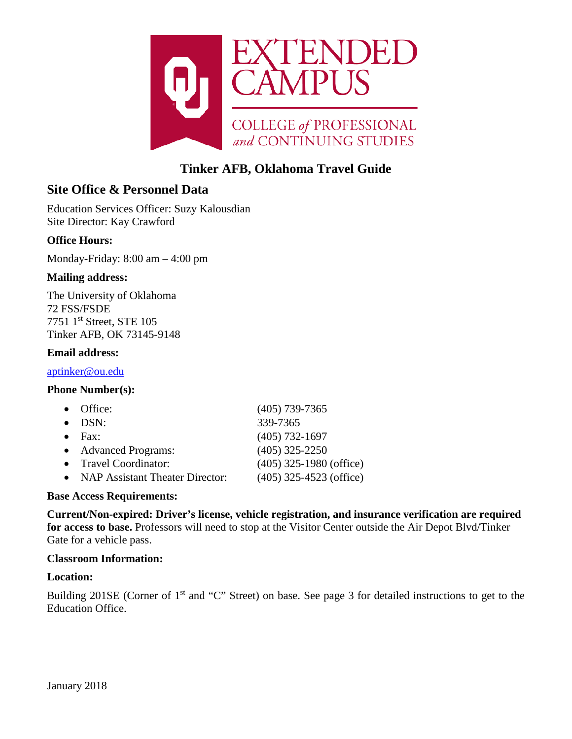EXTENDED CAMPUS

COLLEGE *of* PROFESSIONAL *and* CONTINUING STUDIES

# Tinker AFB, Oklahoma Travel Guide

## Site Office & Personnel Data

Education Services Officer: Suzy Kalousdian
Site Director: Kay Crawford

### Office Hours:

Monday-Friday: 8:00 am – 4:00 pm

### Mailing address:

The University of Oklahoma
72 FSS/FSDE
7751 1st Street, STE 105
Tinker AFB, OK 73145-9148

### Email address:

aptinker@ou.edu

### Phone Number(s):

- Office: (405) 739-7365
- DSN: 339-7365
- Fax: (405) 732-1697
- Advanced Programs: (405) 325-2250
- Travel Coordinator: (405) 325-1980 (office)
- NAP Assistant Theater Director: (405) 325-4523 (office)

### Base Access Requirements:

**Current/Non-expired: Driver's license, vehicle registration, and insurance verification are required for access to base.** Professors will need to stop at the Visitor Center outside the Air Depot Blvd/Tinker Gate for a vehicle pass.

### Classroom Information:

### Location:

Building 201SE (Corner of 1st and "C" Street) on base. See page 3 for detailed instructions to get to the Education Office.

January 2018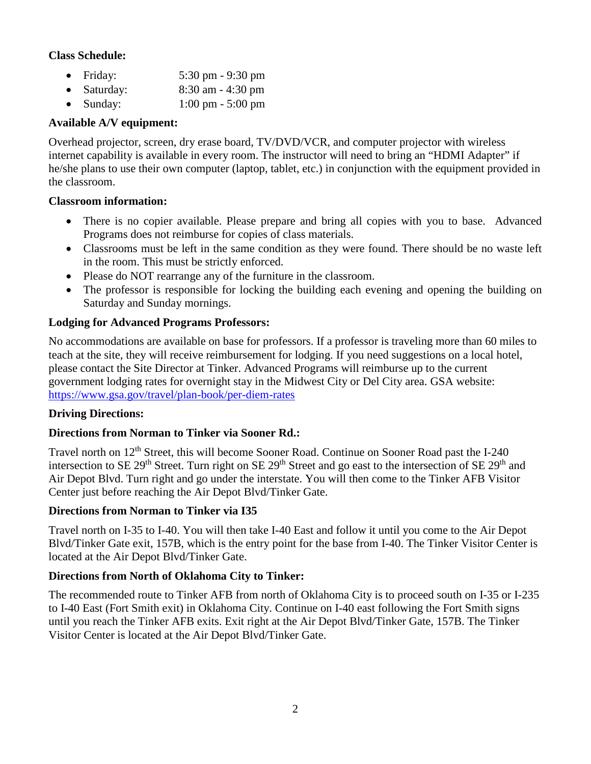**Class Schedule:**

- Friday: 5:30 pm - 9:30 pm
- Saturday: 8:30 am - 4:30 pm
- Sunday: 1:00 pm - 5:00 pm

**Available A/V equipment:**

Overhead projector, screen, dry erase board, TV/DVD/VCR, and computer projector with wireless internet capability is available in every room. The instructor will need to bring an "HDMI Adapter" if he/she plans to use their own computer (laptop, tablet, etc.) in conjunction with the equipment provided in the classroom.

**Classroom information:**

- There is no copier available. Please prepare and bring all copies with you to base. Advanced Programs does not reimburse for copies of class materials.
- Classrooms must be left in the same condition as they were found. There should be no waste left in the room. This must be strictly enforced.
- Please do NOT rearrange any of the furniture in the classroom.
- The professor is responsible for locking the building each evening and opening the building on Saturday and Sunday mornings.

**Lodging for Advanced Programs Professors:**

No accommodations are available on base for professors. If a professor is traveling more than 60 miles to teach at the site, they will receive reimbursement for lodging. If you need suggestions on a local hotel, please contact the Site Director at Tinker. Advanced Programs will reimburse up to the current government lodging rates for overnight stay in the Midwest City or Del City area. GSA website: https://www.gsa.gov/travel/plan-book/per-diem-rates

**Driving Directions:**

**Directions from Norman to Tinker via Sooner Rd.:**

Travel north on 12th Street, this will become Sooner Road. Continue on Sooner Road past the I-240 intersection to SE 29th Street. Turn right on SE 29th Street and go east to the intersection of SE 29th and Air Depot Blvd. Turn right and go under the interstate. You will then come to the Tinker AFB Visitor Center just before reaching the Air Depot Blvd/Tinker Gate.

**Directions from Norman to Tinker via I35**

Travel north on I-35 to I-40. You will then take I-40 East and follow it until you come to the Air Depot Blvd/Tinker Gate exit, 157B, which is the entry point for the base from I-40. The Tinker Visitor Center is located at the Air Depot Blvd/Tinker Gate.

**Directions from North of Oklahoma City to Tinker:**

The recommended route to Tinker AFB from north of Oklahoma City is to proceed south on I-35 or I-235 to I-40 East (Fort Smith exit) in Oklahoma City. Continue on I-40 east following the Fort Smith signs until you reach the Tinker AFB exits. Exit right at the Air Depot Blvd/Tinker Gate, 157B. The Tinker Visitor Center is located at the Air Depot Blvd/Tinker Gate.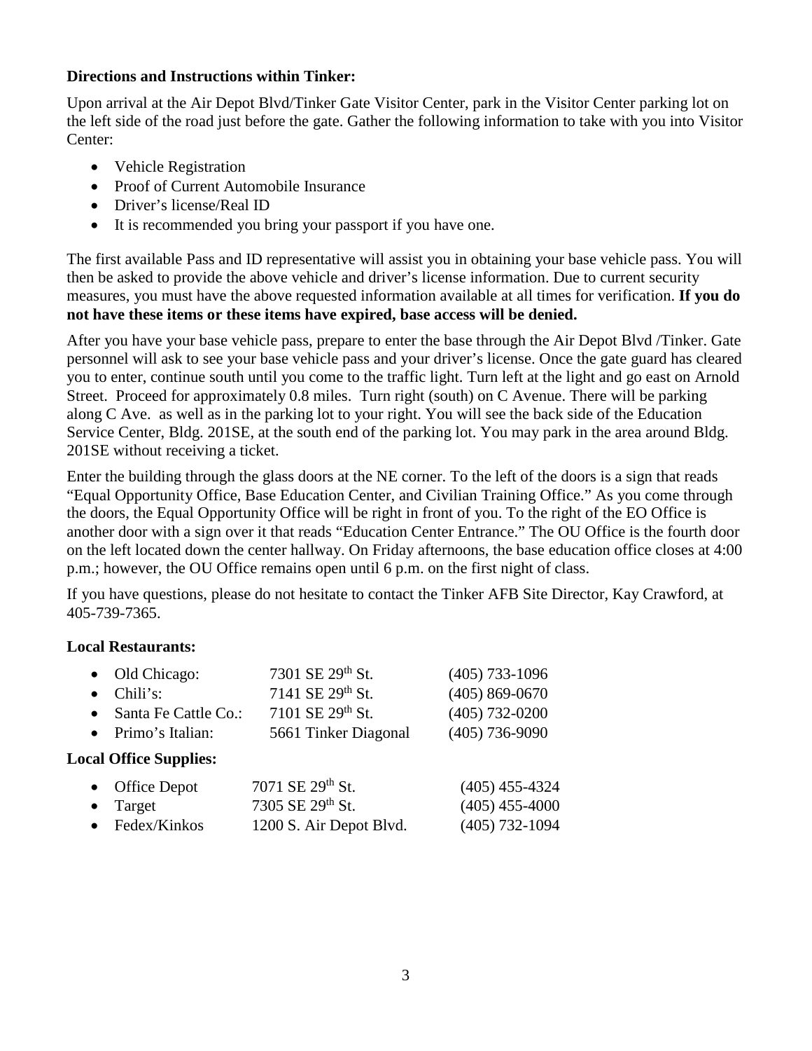**Directions and Instructions within Tinker:**

Upon arrival at the Air Depot Blvd/Tinker Gate Visitor Center, park in the Visitor Center parking lot on the left side of the road just before the gate. Gather the following information to take with you into Visitor Center:

- Vehicle Registration
- Proof of Current Automobile Insurance
- Driver's license/Real ID
- It is recommended you bring your passport if you have one.

The first available Pass and ID representative will assist you in obtaining your base vehicle pass. You will then be asked to provide the above vehicle and driver's license information. Due to current security measures, you must have the above requested information available at all times for verification. **If you do not have these items or these items have expired, base access will be denied.**

After you have your base vehicle pass, prepare to enter the base through the Air Depot Blvd /Tinker. Gate personnel will ask to see your base vehicle pass and your driver's license. Once the gate guard has cleared you to enter, continue south until you come to the traffic light. Turn left at the light and go east on Arnold Street. Proceed for approximately 0.8 miles. Turn right (south) on C Avenue. There will be parking along C Ave. as well as in the parking lot to your right. You will see the back side of the Education Service Center, Bldg. 201SE, at the south end of the parking lot. You may park in the area around Bldg. 201SE without receiving a ticket.

Enter the building through the glass doors at the NE corner. To the left of the doors is a sign that reads "Equal Opportunity Office, Base Education Center, and Civilian Training Office." As you come through the doors, the Equal Opportunity Office will be right in front of you. To the right of the EO Office is another door with a sign over it that reads "Education Center Entrance." The OU Office is the fourth door on the left located down the center hallway. On Friday afternoons, the base education office closes at 4:00 p.m.; however, the OU Office remains open until 6 p.m. on the first night of class.

If you have questions, please do not hesitate to contact the Tinker AFB Site Director, Kay Crawford, at 405-739-7365.

**Local Restaurants:**

- Old Chicago: 7301 SE 29th St. (405) 733-1096
- Chili's: 7141 SE 29th St. (405) 869-0670
- Santa Fe Cattle Co.: 7101 SE 29th St. (405) 732-0200
- Primo's Italian: 5661 Tinker Diagonal (405) 736-9090

**Local Office Supplies:**

- Office Depot 7071 SE 29th St. (405) 455-4324
- Target 7305 SE 29th St. (405) 455-4000
- Fedex/Kinkos 1200 S. Air Depot Blvd. (405) 732-1094